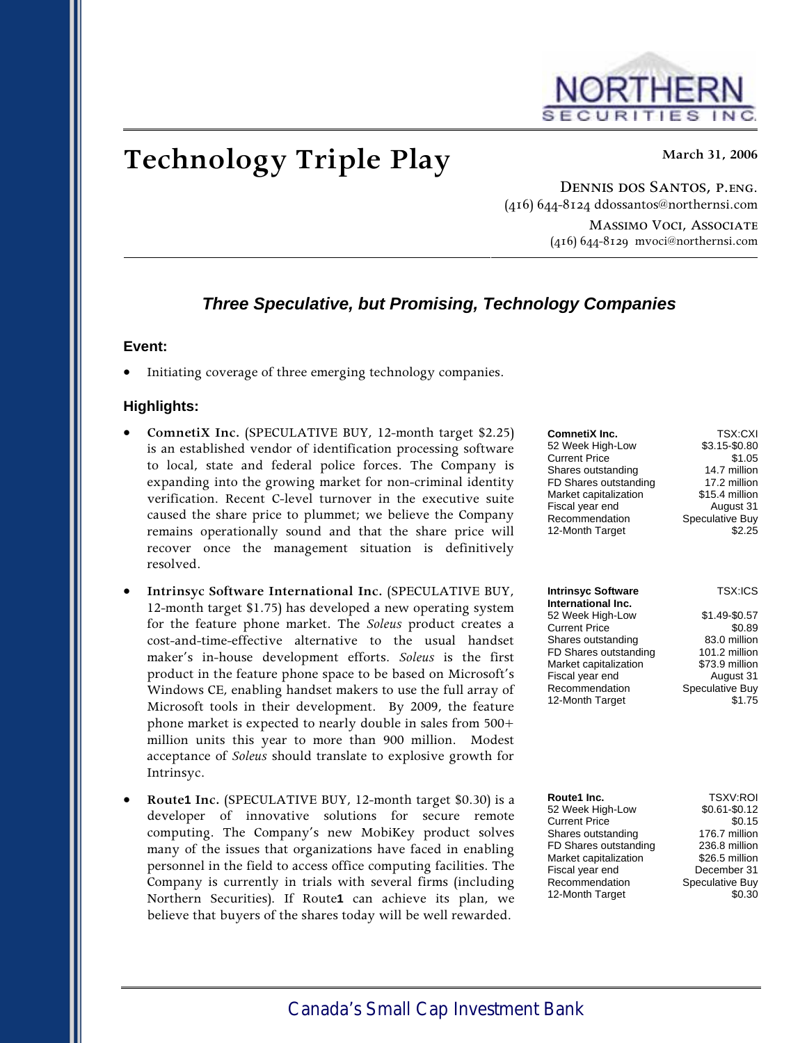# Technology Triple Play

**March 31, 2006**

DENNIS DOS SANTOS, P.ENG.
(416) 644-8124 ddossantos@northernsi.com

MASSIMO VOCI, ASSOCIATE
(416) 644-8129 mvoci@northernsi.com

## *Three Speculative, but Promising, Technology Companies*

### Event:

- Initiating coverage of three emerging technology companies.

### Highlights:

- **ComnetiX Inc.** (SPECULATIVE BUY, 12-month target $2.25) is an established vendor of identification processing software to local, state and federal police forces. The Company is expanding into the growing market for non-criminal identity verification. Recent C-level turnover in the executive suite caused the share price to plummet; we believe the Company remains operationally sound and that the share price will recover once the management situation is definitively resolved.

| **ComnetiX Inc.** | TSX:CXI |
|---|---|
| 52 Week High-Low | $3.15-$0.80 |
| Current Price | $1.05 |
| Shares outstanding | 14.7 million |
| FD Shares outstanding | 17.2 million |
| Market capitalization | $15.4 million |
| Fiscal year end | August 31 |
| Recommendation | Speculative Buy |
| 12-Month Target | $2.25 |

- **Intrinsyc Software International Inc.** (SPECULATIVE BUY, 12-month target $1.75) has developed a new operating system for the feature phone market. The *Soleus* product creates a cost-and-time-effective alternative to the usual handset maker's in-house development efforts. *Soleus* is the first product in the feature phone space to be based on Microsoft's Windows CE, enabling handset makers to use the full array of Microsoft tools in their development. By 2009, the feature phone market is expected to nearly double in sales from 500+ million units this year to more than 900 million. Modest acceptance of *Soleus* should translate to explosive growth for Intrinsyc.

| **Intrinsyc Software International Inc.** | TSX:ICS |
|---|---|
| 52 Week High-Low | $1.49-$0.57 |
| Current Price | $0.89 |
| Shares outstanding | 83.0 million |
| FD Shares outstanding | 101.2 million |
| Market capitalization | $73.9 million |
| Fiscal year end | August 31 |
| Recommendation | Speculative Buy |
| 12-Month Target | $1.75 |

- **Route1 Inc.** (SPECULATIVE BUY, 12-month target $0.30) is a developer of innovative solutions for secure remote computing. The Company's new MobiKey product solves many of the issues that organizations have faced in enabling personnel in the field to access office computing facilities. The Company is currently in trials with several firms (including Northern Securities). If Route**1** can achieve its plan, we believe that buyers of the shares today will be well rewarded.

| **Route1 Inc.** | TSXV:ROI |
|---|---|
| 52 Week High-Low | $0.61-$0.12 |
| Current Price | $0.15 |
| Shares outstanding | 176.7 million |
| FD Shares outstanding | 236.8 million |
| Market capitalization | $26.5 million |
| Fiscal year end | December 31 |
| Recommendation | Speculative Buy |
| 12-Month Target | $0.30 |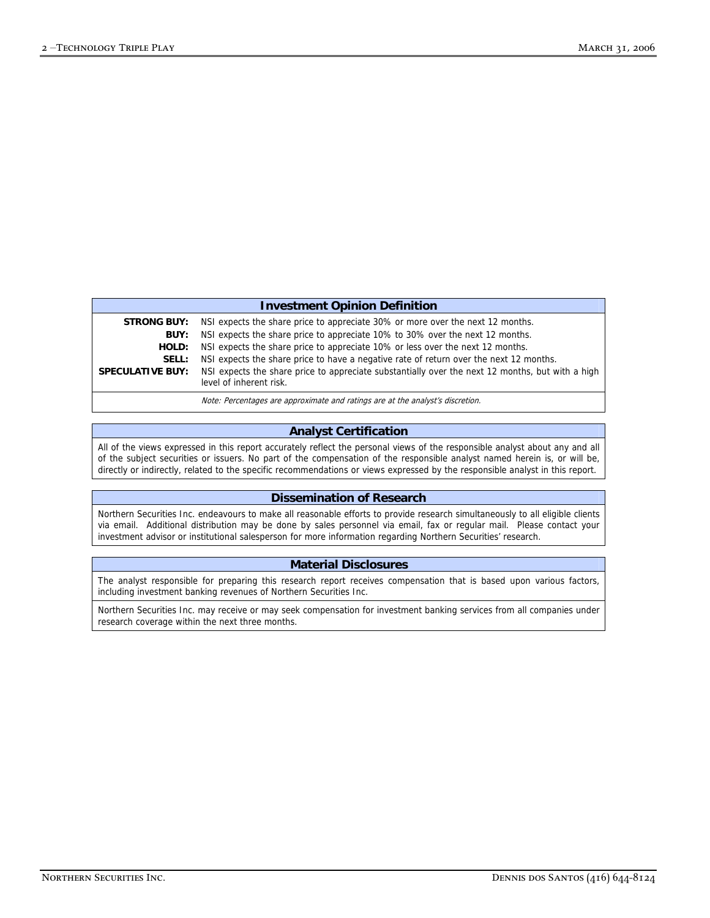## Investment Opinion Definition

| | |
|---|---|
| **STRONG BUY:** | NSI expects the share price to appreciate 30% or more over the next 12 months. |
| **BUY:** | NSI expects the share price to appreciate 10% to 30% over the next 12 months. |
| **HOLD:** | NSI expects the share price to appreciate 10% or less over the next 12 months. |
| **SELL:** | NSI expects the share price to have a negative rate of return over the next 12 months. |
| **SPECULATIVE BUY:** | NSI expects the share price to appreciate substantially over the next 12 months, but with a high level of inherent risk. |

*Note: Percentages are approximate and ratings are at the analyst's discretion.*

## Analyst Certification

All of the views expressed in this report accurately reflect the personal views of the responsible analyst about any and all of the subject securities or issuers. No part of the compensation of the responsible analyst named herein is, or will be, directly or indirectly, related to the specific recommendations or views expressed by the responsible analyst in this report.

## Dissemination of Research

Northern Securities Inc. endeavours to make all reasonable efforts to provide research simultaneously to all eligible clients via email. Additional distribution may be done by sales personnel via email, fax or regular mail. Please contact your investment advisor or institutional salesperson for more information regarding Northern Securities' research.

## Material Disclosures

The analyst responsible for preparing this research report receives compensation that is based upon various factors, including investment banking revenues of Northern Securities Inc.

Northern Securities Inc. may receive or may seek compensation for investment banking services from all companies under research coverage within the next three months.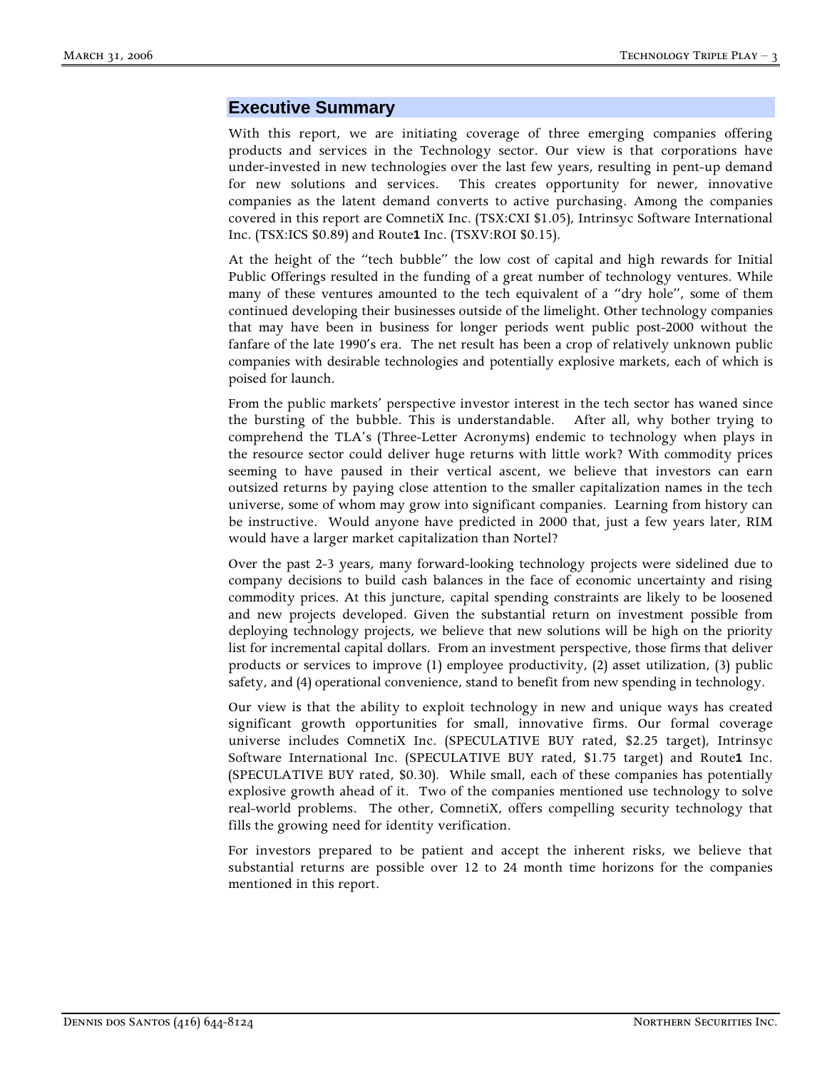## Executive Summary

With this report, we are initiating coverage of three emerging companies offering products and services in the Technology sector. Our view is that corporations have under-invested in new technologies over the last few years, resulting in pent-up demand for new solutions and services. This creates opportunity for newer, innovative companies as the latent demand converts to active purchasing. Among the companies covered in this report are ComnetiX Inc. (TSX:CXI $1.05), Intrinsyc Software International Inc. (TSX:ICS $0.89) and Route**1** Inc. (TSXV:ROI $0.15).

At the height of the "tech bubble" the low cost of capital and high rewards for Initial Public Offerings resulted in the funding of a great number of technology ventures. While many of these ventures amounted to the tech equivalent of a "dry hole", some of them continued developing their businesses outside of the limelight. Other technology companies that may have been in business for longer periods went public post-2000 without the fanfare of the late 1990's era. The net result has been a crop of relatively unknown public companies with desirable technologies and potentially explosive markets, each of which is poised for launch.

From the public markets' perspective investor interest in the tech sector has waned since the bursting of the bubble. This is understandable. After all, why bother trying to comprehend the TLA's (Three-Letter Acronyms) endemic to technology when plays in the resource sector could deliver huge returns with little work? With commodity prices seeming to have paused in their vertical ascent, we believe that investors can earn outsized returns by paying close attention to the smaller capitalization names in the tech universe, some of whom may grow into significant companies. Learning from history can be instructive. Would anyone have predicted in 2000 that, just a few years later, RIM would have a larger market capitalization than Nortel?

Over the past 2-3 years, many forward-looking technology projects were sidelined due to company decisions to build cash balances in the face of economic uncertainty and rising commodity prices. At this juncture, capital spending constraints are likely to be loosened and new projects developed. Given the substantial return on investment possible from deploying technology projects, we believe that new solutions will be high on the priority list for incremental capital dollars. From an investment perspective, those firms that deliver products or services to improve (1) employee productivity, (2) asset utilization, (3) public safety, and (4) operational convenience, stand to benefit from new spending in technology.

Our view is that the ability to exploit technology in new and unique ways has created significant growth opportunities for small, innovative firms. Our formal coverage universe includes ComnetiX Inc. (SPECULATIVE BUY rated, $2.25 target), Intrinsyc Software International Inc. (SPECULATIVE BUY rated, $1.75 target) and Route**1** Inc. (SPECULATIVE BUY rated, $0.30). While small, each of these companies has potentially explosive growth ahead of it. Two of the companies mentioned use technology to solve real-world problems. The other, ComnetiX, offers compelling security technology that fills the growing need for identity verification.

For investors prepared to be patient and accept the inherent risks, we believe that substantial returns are possible over 12 to 24 month time horizons for the companies mentioned in this report.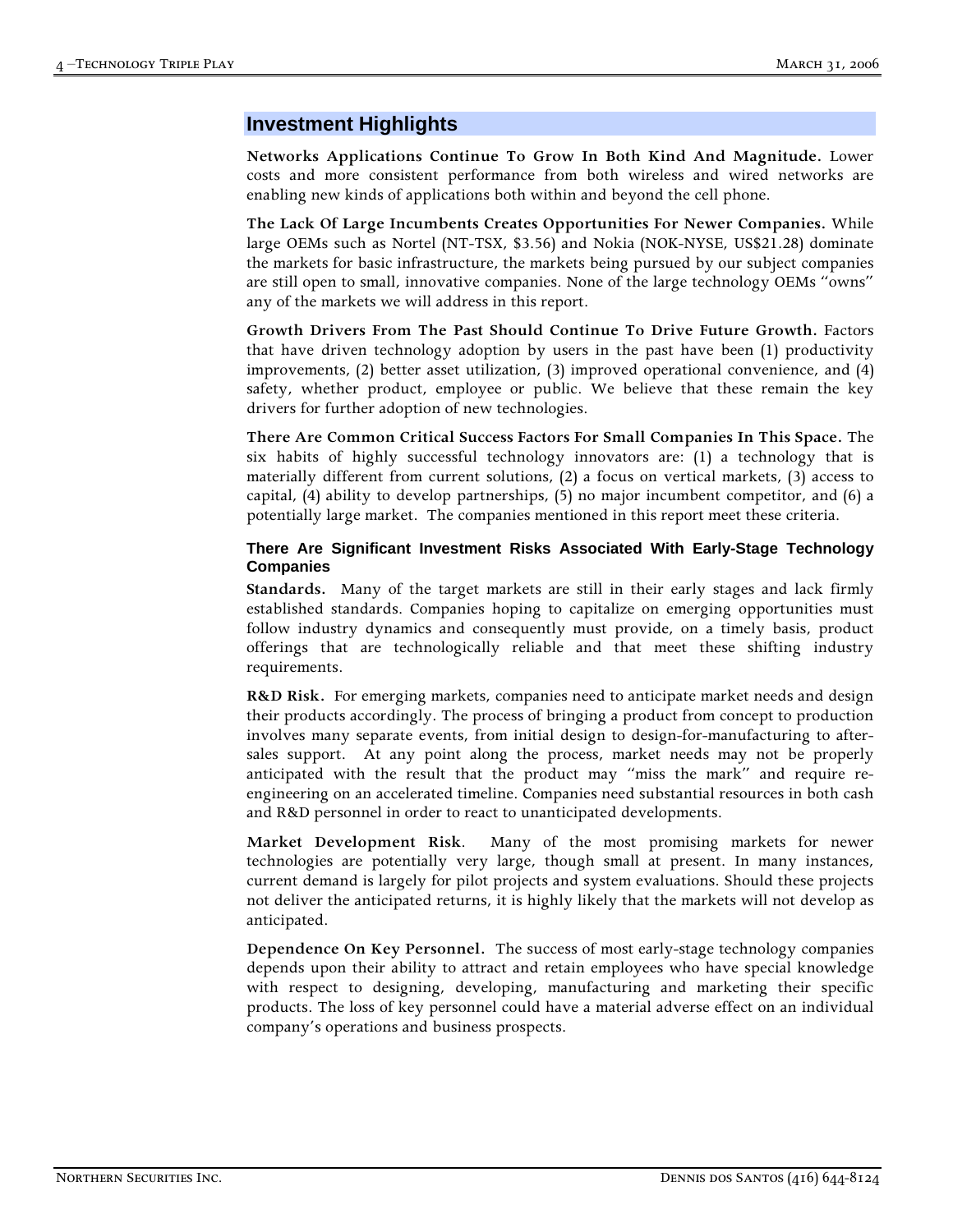## Investment Highlights

**Networks Applications Continue To Grow In Both Kind And Magnitude.** Lower costs and more consistent performance from both wireless and wired networks are enabling new kinds of applications both within and beyond the cell phone.

**The Lack Of Large Incumbents Creates Opportunities For Newer Companies.** While large OEMs such as Nortel (NT-TSX, $3.56) and Nokia (NOK-NYSE, US$21.28) dominate the markets for basic infrastructure, the markets being pursued by our subject companies are still open to small, innovative companies. None of the large technology OEMs "owns" any of the markets we will address in this report.

**Growth Drivers From The Past Should Continue To Drive Future Growth.** Factors that have driven technology adoption by users in the past have been (1) productivity improvements, (2) better asset utilization, (3) improved operational convenience, and (4) safety, whether product, employee or public. We believe that these remain the key drivers for further adoption of new technologies.

**There Are Common Critical Success Factors For Small Companies In This Space.** The six habits of highly successful technology innovators are: (1) a technology that is materially different from current solutions, (2) a focus on vertical markets, (3) access to capital, (4) ability to develop partnerships, (5) no major incumbent competitor, and (6) a potentially large market. The companies mentioned in this report meet these criteria.

### There Are Significant Investment Risks Associated With Early-Stage Technology Companies

**Standards.** Many of the target markets are still in their early stages and lack firmly established standards. Companies hoping to capitalize on emerging opportunities must follow industry dynamics and consequently must provide, on a timely basis, product offerings that are technologically reliable and that meet these shifting industry requirements.

**R&D Risk.** For emerging markets, companies need to anticipate market needs and design their products accordingly. The process of bringing a product from concept to production involves many separate events, from initial design to design-for-manufacturing to after-sales support. At any point along the process, market needs may not be properly anticipated with the result that the product may "miss the mark" and require re-engineering on an accelerated timeline. Companies need substantial resources in both cash and R&D personnel in order to react to unanticipated developments.

**Market Development Risk.** Many of the most promising markets for newer technologies are potentially very large, though small at present. In many instances, current demand is largely for pilot projects and system evaluations. Should these projects not deliver the anticipated returns, it is highly likely that the markets will not develop as anticipated.

**Dependence On Key Personnel.** The success of most early-stage technology companies depends upon their ability to attract and retain employees who have special knowledge with respect to designing, developing, manufacturing and marketing their specific products. The loss of key personnel could have a material adverse effect on an individual company's operations and business prospects.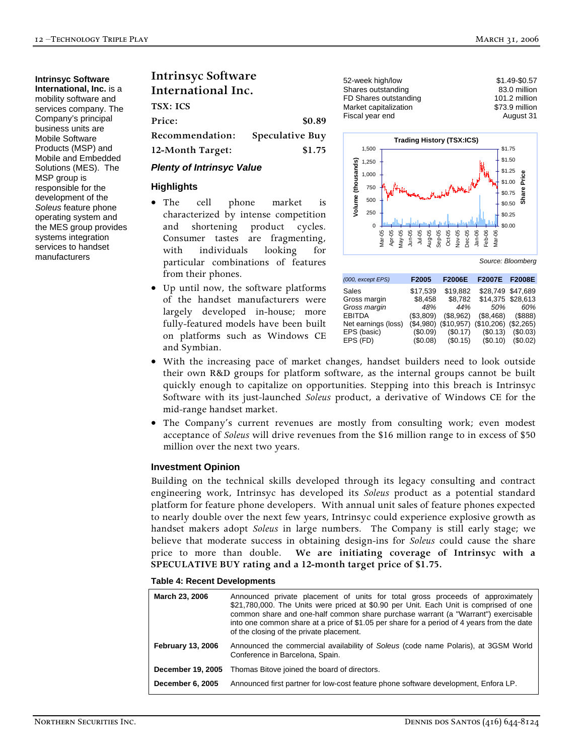**Intrinsyc Software International, Inc.** is a mobility software and services company. The Company's principal business units are Mobile Software Products (MSP) and Mobile and Embedded Solutions (MES). The MSP group is responsible for the development of the *Soleus* feature phone operating system and the MES group provides systems integration services to handset manufacturers

## Intrinsyc Software International Inc.

**TSX: ICS**

| | |
|---|---|
| **Price:** | **$0.89** |
| **Recommendation:** | **Speculative Buy** |
| **12-Month Target:** | **$1.75** |

| | |
|---|---|
| 52-week high/low | $1.49-$0.57 |
| Shares outstanding | 83.0 million |
| FD Shares outstanding | 101.2 million |
| Market capitalization | $73.9 million |
| Fiscal year end | August 31 |

Trading History (TSX:ICS)

Volume (thousands)
1,500
1,250
1,000
750
500
250
0

Share Price
$1.75
$1.50
$1.25
$1.00
$0.75
$0.50
$0.25
$0.00

Mar-05 Apr-05 May-05 Jun-05 Jul-05 Aug-05 Sep-05 Oct-05 Nov-05 Dec-05 Jan-06 Feb-06 Mar-06

Source: Bloomberg

| *(000, except EPS)* | F2005 | F2006E | F2007E | F2008E |
|---|---|---|---|---|
| Sales | $17,539 | $19,882 | $28,749 | $47,689 |
| Gross margin | $8,458 | $8,782 | $14,375 | $28,613 |
| *Gross margin* | *48%* | *44%* | *50%* | *60%* |
| EBITDA | ($3,809) | ($8,962) | ($8,468) | ($888) |
| Net earnings (loss) | ($4,980) | ($10,957) | ($10,206) | ($2,265) |
| EPS (basic) | ($0.09) | ($0.17) | ($0.13) | ($0.03) |
| EPS (FD) | ($0.08) | ($0.15) | ($0.10) | ($0.02) |

### *Plenty of Intrinsyc Value*

### Highlights

- The cell phone market is characterized by intense competition and shortening product cycles. Consumer tastes are fragmenting, with individuals looking for particular combinations of features from their phones.
- Up until now, the software platforms of the handset manufacturers were largely developed in-house; more fully-featured models have been built on platforms such as Windows CE and Symbian.
- With the increasing pace of market changes, handset builders need to look outside their own R&D groups for platform software, as the internal groups cannot be built quickly enough to capitalize on opportunities. Stepping into this breach is Intrinsyc Software with its just-launched *Soleus* product, a derivative of Windows CE for the mid-range handset market.
- The Company's current revenues are mostly from consulting work; even modest acceptance of *Soleus* will drive revenues from the $16 million range to in excess of $50 million over the next two years.

### Investment Opinion

Building on the technical skills developed through its legacy consulting and contract engineering work, Intrinsyc has developed its *Soleus* product as a potential standard platform for feature phone developers. With annual unit sales of feature phones expected to nearly double over the next few years, Intrinsyc could experience explosive growth as handset makers adopt *Soleus* in large numbers. The Company is still early stage; we believe that moderate success in obtaining design-ins for *Soleus* could cause the share price to more than double. **We are initiating coverage of Intrinsyc with a SPECULATIVE BUY rating and a 12-month target price of $1.75.**

**Table 4: Recent Developments**

| | |
|---|---|
| **March 23, 2006** | Announced private placement of units for total gross proceeds of approximately $21,780,000. The Units were priced at $0.90 per Unit. Each Unit is comprised of one common share and one-half common share purchase warrant (a "Warrant") exercisable into one common share at a price of $1.05 per share for a period of 4 years from the date of the closing of the private placement. |
| **February 13, 2006** | Announced the commercial availability of *Soleus* (code name Polaris), at 3GSM World Conference in Barcelona, Spain. |
| **December 19, 2005** | Thomas Bitove joined the board of directors. |
| **December 6, 2005** | Announced first partner for low-cost feature phone software development, Enfora LP. |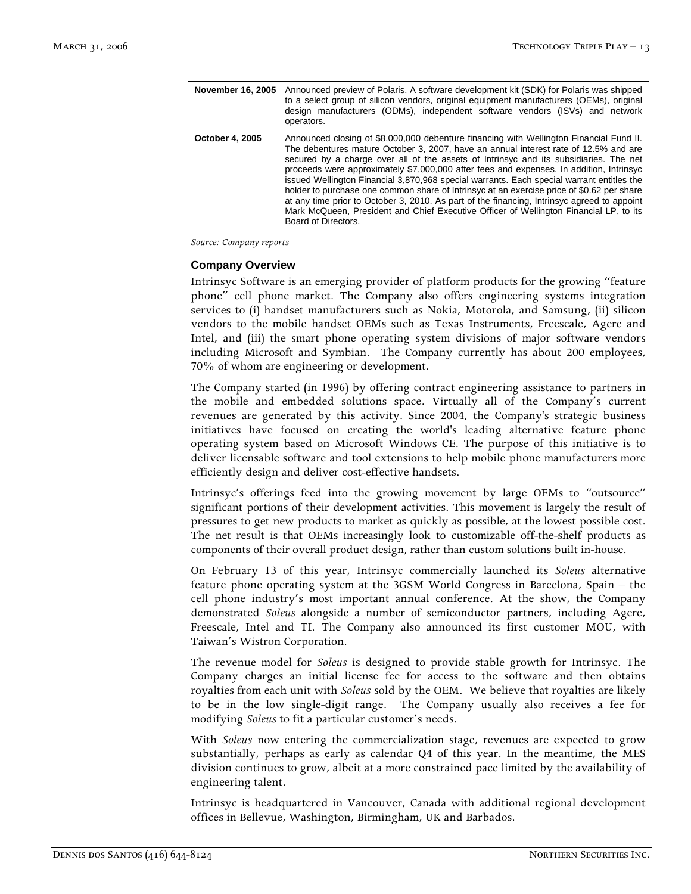| | |
|---|---|
| **November 16, 2005** | Announced preview of Polaris. A software development kit (SDK) for Polaris was shipped to a select group of silicon vendors, original equipment manufacturers (OEMs), original design manufacturers (ODMs), independent software vendors (ISVs) and network operators. |
| **October 4, 2005** | Announced closing of $8,000,000 debenture financing with Wellington Financial Fund II. The debentures mature October 3, 2007, have an annual interest rate of 12.5% and are secured by a charge over all of the assets of Intrinsyc and its subsidiaries. The net proceeds were approximately $7,000,000 after fees and expenses. In addition, Intrinsyc issued Wellington Financial 3,870,968 special warrants. Each special warrant entitles the holder to purchase one common share of Intrinsyc at an exercise price of $0.62 per share at any time prior to October 3, 2010. As part of the financing, Intrinsyc agreed to appoint Mark McQueen, President and Chief Executive Officer of Wellington Financial LP, to its Board of Directors. |

*Source: Company reports*

### Company Overview

Intrinsyc Software is an emerging provider of platform products for the growing "feature phone" cell phone market. The Company also offers engineering systems integration services to (i) handset manufacturers such as Nokia, Motorola, and Samsung, (ii) silicon vendors to the mobile handset OEMs such as Texas Instruments, Freescale, Agere and Intel, and (iii) the smart phone operating system divisions of major software vendors including Microsoft and Symbian. The Company currently has about 200 employees, 70% of whom are engineering or development.

The Company started (in 1996) by offering contract engineering assistance to partners in the mobile and embedded solutions space. Virtually all of the Company's current revenues are generated by this activity. Since 2004, the Company's strategic business initiatives have focused on creating the world's leading alternative feature phone operating system based on Microsoft Windows CE. The purpose of this initiative is to deliver licensable software and tool extensions to help mobile phone manufacturers more efficiently design and deliver cost-effective handsets.

Intrinsyc's offerings feed into the growing movement by large OEMs to "outsource" significant portions of their development activities. This movement is largely the result of pressures to get new products to market as quickly as possible, at the lowest possible cost. The net result is that OEMs increasingly look to customizable off-the-shelf products as components of their overall product design, rather than custom solutions built in-house.

On February 13 of this year, Intrinsyc commercially launched its *Soleus* alternative feature phone operating system at the 3GSM World Congress in Barcelona, Spain – the cell phone industry's most important annual conference. At the show, the Company demonstrated *Soleus* alongside a number of semiconductor partners, including Agere, Freescale, Intel and TI. The Company also announced its first customer MOU, with Taiwan's Wistron Corporation.

The revenue model for *Soleus* is designed to provide stable growth for Intrinsyc. The Company charges an initial license fee for access to the software and then obtains royalties from each unit with *Soleus* sold by the OEM. We believe that royalties are likely to be in the low single-digit range. The Company usually also receives a fee for modifying *Soleus* to fit a particular customer's needs.

With *Soleus* now entering the commercialization stage, revenues are expected to grow substantially, perhaps as early as calendar Q4 of this year. In the meantime, the MES division continues to grow, albeit at a more constrained pace limited by the availability of engineering talent.

Intrinsyc is headquartered in Vancouver, Canada with additional regional development offices in Bellevue, Washington, Birmingham, UK and Barbados.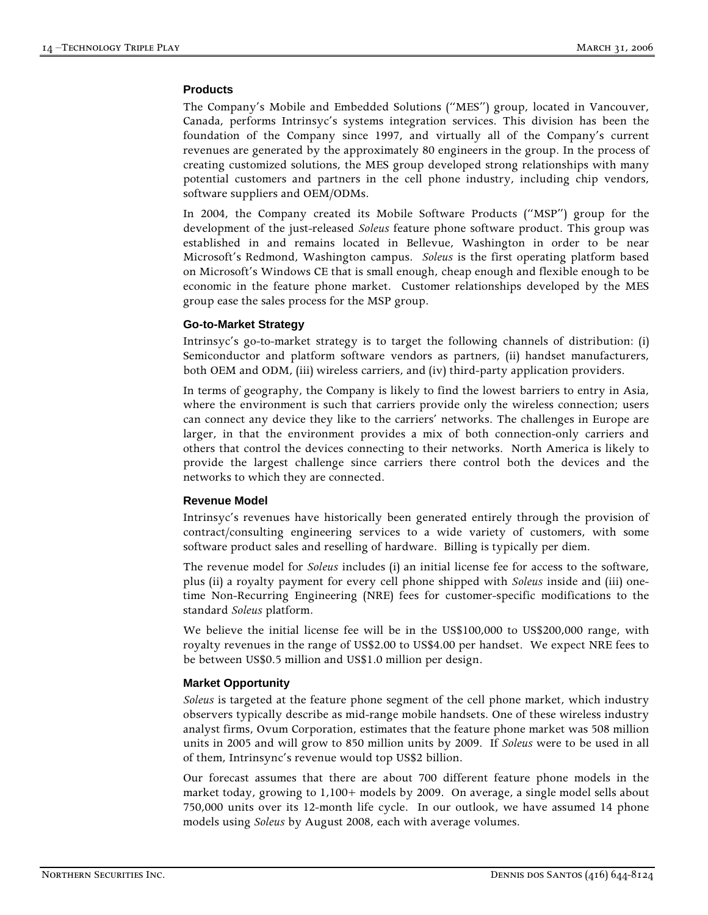## Products

The Company's Mobile and Embedded Solutions ("MES") group, located in Vancouver, Canada, performs Intrinsyc's systems integration services. This division has been the foundation of the Company since 1997, and virtually all of the Company's current revenues are generated by the approximately 80 engineers in the group. In the process of creating customized solutions, the MES group developed strong relationships with many potential customers and partners in the cell phone industry, including chip vendors, software suppliers and OEM/ODMs.

In 2004, the Company created its Mobile Software Products ("MSP") group for the development of the just-released *Soleus* feature phone software product. This group was established in and remains located in Bellevue, Washington in order to be near Microsoft's Redmond, Washington campus. *Soleus* is the first operating platform based on Microsoft's Windows CE that is small enough, cheap enough and flexible enough to be economic in the feature phone market. Customer relationships developed by the MES group ease the sales process for the MSP group.

## Go-to-Market Strategy

Intrinsyc's go-to-market strategy is to target the following channels of distribution: (i) Semiconductor and platform software vendors as partners, (ii) handset manufacturers, both OEM and ODM, (iii) wireless carriers, and (iv) third-party application providers.

In terms of geography, the Company is likely to find the lowest barriers to entry in Asia, where the environment is such that carriers provide only the wireless connection; users can connect any device they like to the carriers' networks. The challenges in Europe are larger, in that the environment provides a mix of both connection-only carriers and others that control the devices connecting to their networks. North America is likely to provide the largest challenge since carriers there control both the devices and the networks to which they are connected.

## Revenue Model

Intrinsyc's revenues have historically been generated entirely through the provision of contract/consulting engineering services to a wide variety of customers, with some software product sales and reselling of hardware. Billing is typically per diem.

The revenue model for *Soleus* includes (i) an initial license fee for access to the software, plus (ii) a royalty payment for every cell phone shipped with *Soleus* inside and (iii) one-time Non-Recurring Engineering (NRE) fees for customer-specific modifications to the standard *Soleus* platform.

We believe the initial license fee will be in the US$100,000 to US$200,000 range, with royalty revenues in the range of US$2.00 to US$4.00 per handset. We expect NRE fees to be between US$0.5 million and US$1.0 million per design.

## Market Opportunity

*Soleus* is targeted at the feature phone segment of the cell phone market, which industry observers typically describe as mid-range mobile handsets. One of these wireless industry analyst firms, Ovum Corporation, estimates that the feature phone market was 508 million units in 2005 and will grow to 850 million units by 2009. If *Soleus* were to be used in all of them, Intrinsync's revenue would top US$2 billion.

Our forecast assumes that there are about 700 different feature phone models in the market today, growing to 1,100+ models by 2009. On average, a single model sells about 750,000 units over its 12-month life cycle. In our outlook, we have assumed 14 phone models using *Soleus* by August 2008, each with average volumes.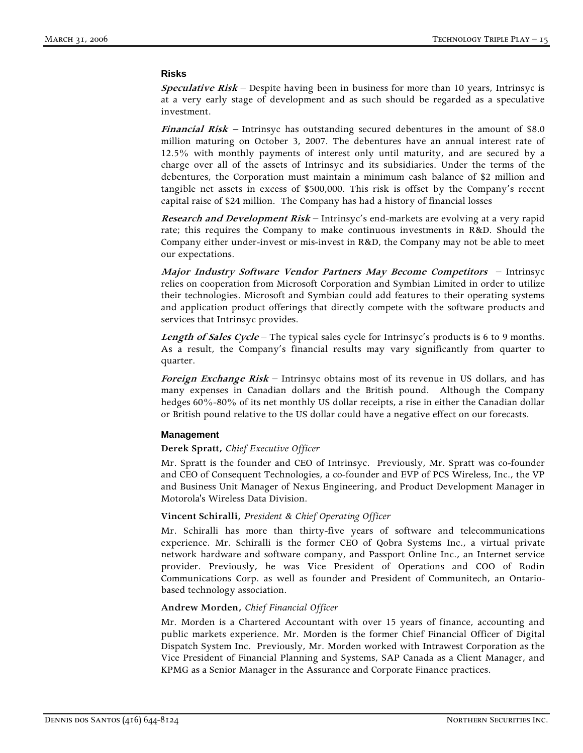## Risks

***Speculative Risk*** – Despite having been in business for more than 10 years, Intrinsyc is at a very early stage of development and as such should be regarded as a speculative investment.

***Financial Risk*** – Intrinsyc has outstanding secured debentures in the amount of $8.0 million maturing on October 3, 2007. The debentures have an annual interest rate of 12.5% with monthly payments of interest only until maturity, and are secured by a charge over all of the assets of Intrinsyc and its subsidiaries. Under the terms of the debentures, the Corporation must maintain a minimum cash balance of $2 million and tangible net assets in excess of $500,000. This risk is offset by the Company's recent capital raise of $24 million. The Company has had a history of financial losses

***Research and Development Risk*** – Intrinsyc's end-markets are evolving at a very rapid rate; this requires the Company to make continuous investments in R&D. Should the Company either under-invest or mis-invest in R&D, the Company may not be able to meet our expectations.

***Major Industry Software Vendor Partners May Become Competitors*** – Intrinsyc relies on cooperation from Microsoft Corporation and Symbian Limited in order to utilize their technologies. Microsoft and Symbian could add features to their operating systems and application product offerings that directly compete with the software products and services that Intrinsyc provides.

***Length of Sales Cycle*** – The typical sales cycle for Intrinsyc's products is 6 to 9 months. As a result, the Company's financial results may vary significantly from quarter to quarter.

***Foreign Exchange Risk*** – Intrinsyc obtains most of its revenue in US dollars, and has many expenses in Canadian dollars and the British pound. Although the Company hedges 60%-80% of its net monthly US dollar receipts, a rise in either the Canadian dollar or British pound relative to the US dollar could have a negative effect on our forecasts.

## Management

**Derek Spratt,** *Chief Executive Officer*

Mr. Spratt is the founder and CEO of Intrinsyc. Previously, Mr. Spratt was co-founder and CEO of Consequent Technologies, a co-founder and EVP of PCS Wireless, Inc., the VP and Business Unit Manager of Nexus Engineering, and Product Development Manager in Motorola's Wireless Data Division.

**Vincent Schiralli,** *President & Chief Operating Officer*

Mr. Schiralli has more than thirty-five years of software and telecommunications experience. Mr. Schiralli is the former CEO of Qobra Systems Inc., a virtual private network hardware and software company, and Passport Online Inc., an Internet service provider. Previously, he was Vice President of Operations and COO of Rodin Communications Corp. as well as founder and President of Communitech, an Ontario-based technology association.

**Andrew Morden,** *Chief Financial Officer*

Mr. Morden is a Chartered Accountant with over 15 years of finance, accounting and public markets experience. Mr. Morden is the former Chief Financial Officer of Digital Dispatch System Inc. Previously, Mr. Morden worked with Intrawest Corporation as the Vice President of Financial Planning and Systems, SAP Canada as a Client Manager, and KPMG as a Senior Manager in the Assurance and Corporate Finance practices.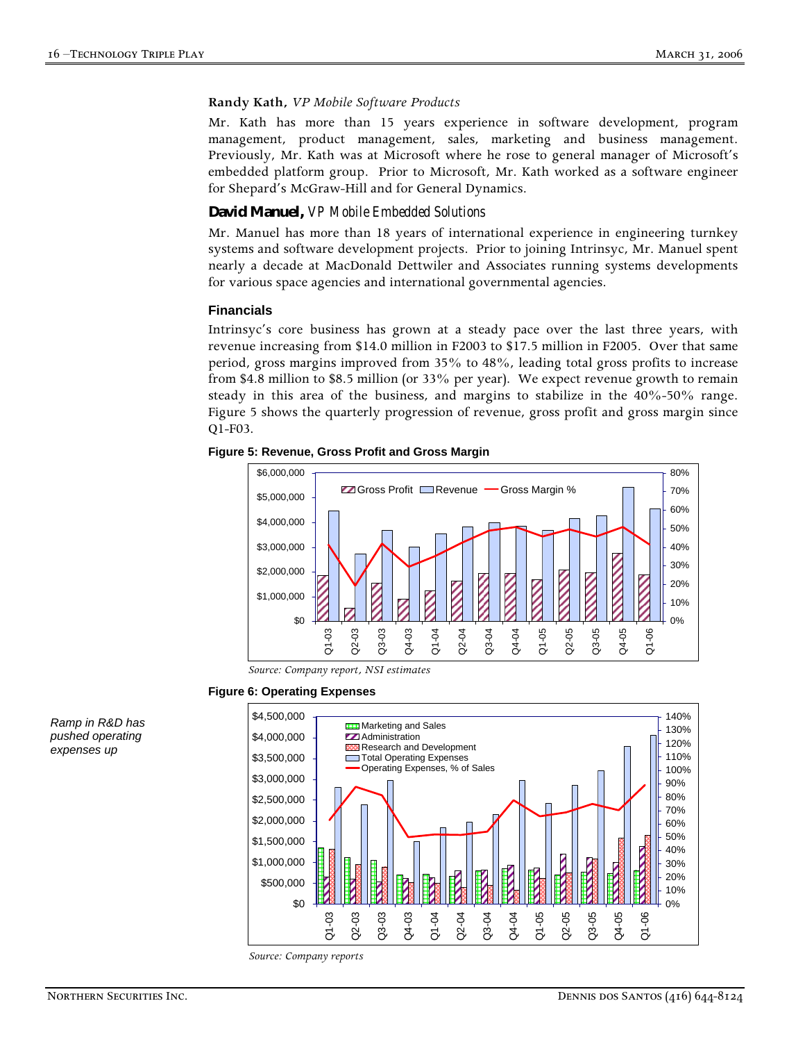**Randy Kath,** *VP Mobile Software Products*

Mr. Kath has more than 15 years experience in software development, program management, product management, sales, marketing and business management. Previously, Mr. Kath was at Microsoft where he rose to general manager of Microsoft's embedded platform group. Prior to Microsoft, Mr. Kath worked as a software engineer for Shepard's McGraw-Hill and for General Dynamics.

**David Manuel,** *VP Mobile Embedded Solutions*

Mr. Manuel has more than 18 years of international experience in engineering turnkey systems and software development projects. Prior to joining Intrinsyc, Mr. Manuel spent nearly a decade at MacDonald Dettwiler and Associates running systems developments for various space agencies and international governmental agencies.

### Financials

Intrinsyc's core business has grown at a steady pace over the last three years, with revenue increasing from $14.0 million in F2003 to $17.5 million in F2005. Over that same period, gross margins improved from 35% to 48%, leading total gross profits to increase from $4.8 million to $8.5 million (or 33% per year). We expect revenue growth to remain steady in this area of the business, and margins to stabilize in the 40%-50% range. Figure 5 shows the quarterly progression of revenue, gross profit and gross margin since Q1-F03.

**Figure 5: Revenue, Gross Profit and Gross Margin**

Gross Profit
Revenue
Gross Margin %

$6,000,000
$5,000,000
$4,000,000
$3,000,000
$2,000,000
$1,000,000
$0

80%
70%
60%
50%
40%
30%
20%
10%
0%

Q1-03 Q2-03 Q3-03 Q4-03 Q1-04 Q2-04 Q3-04 Q4-04 Q1-05 Q2-05 Q3-05 Q4-05 Q1-06

*Source: Company report, NSI estimates*

*Ramp in R&D has pushed operating expenses up*

**Figure 6: Operating Expenses**

Marketing and Sales
Administration
Research and Development
Total Operating Expenses
Operating Expenses, % of Sales

$4,500,000
$4,000,000
$3,500,000
$3,000,000
$2,500,000
$2,000,000
$1,500,000
$1,000,000
$500,000
$0

140%
130%
120%
110%
100%
90%
80%
70%
60%
50%
40%
30%
20%
10%
0%

Q1-03 Q2-03 Q3-03 Q4-03 Q1-04 Q2-04 Q3-04 Q4-04 Q1-05 Q2-05 Q3-05 Q4-05 Q1-06

*Source: Company reports*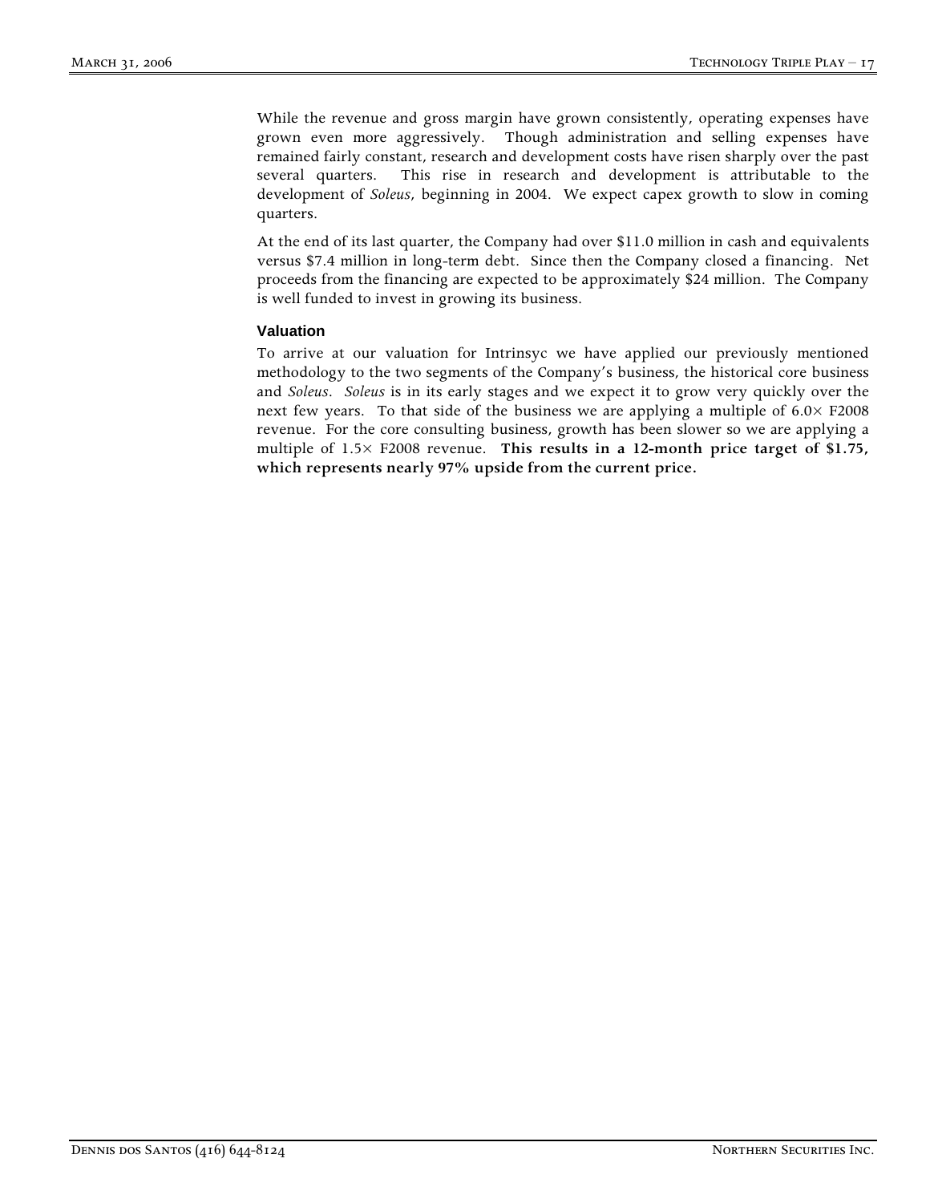While the revenue and gross margin have grown consistently, operating expenses have grown even more aggressively. Though administration and selling expenses have remained fairly constant, research and development costs have risen sharply over the past several quarters. This rise in research and development is attributable to the development of *Soleus*, beginning in 2004. We expect capex growth to slow in coming quarters.

At the end of its last quarter, the Company had over $11.0 million in cash and equivalents versus $7.4 million in long-term debt. Since then the Company closed a financing. Net proceeds from the financing are expected to be approximately $24 million. The Company is well funded to invest in growing its business.

### Valuation

To arrive at our valuation for Intrinsyc we have applied our previously mentioned methodology to the two segments of the Company's business, the historical core business and *Soleus*. *Soleus* is in its early stages and we expect it to grow very quickly over the next few years. To that side of the business we are applying a multiple of 6.0× F2008 revenue. For the core consulting business, growth has been slower so we are applying a multiple of 1.5× F2008 revenue. **This results in a 12-month price target of $1.75, which represents nearly 97% upside from the current price.**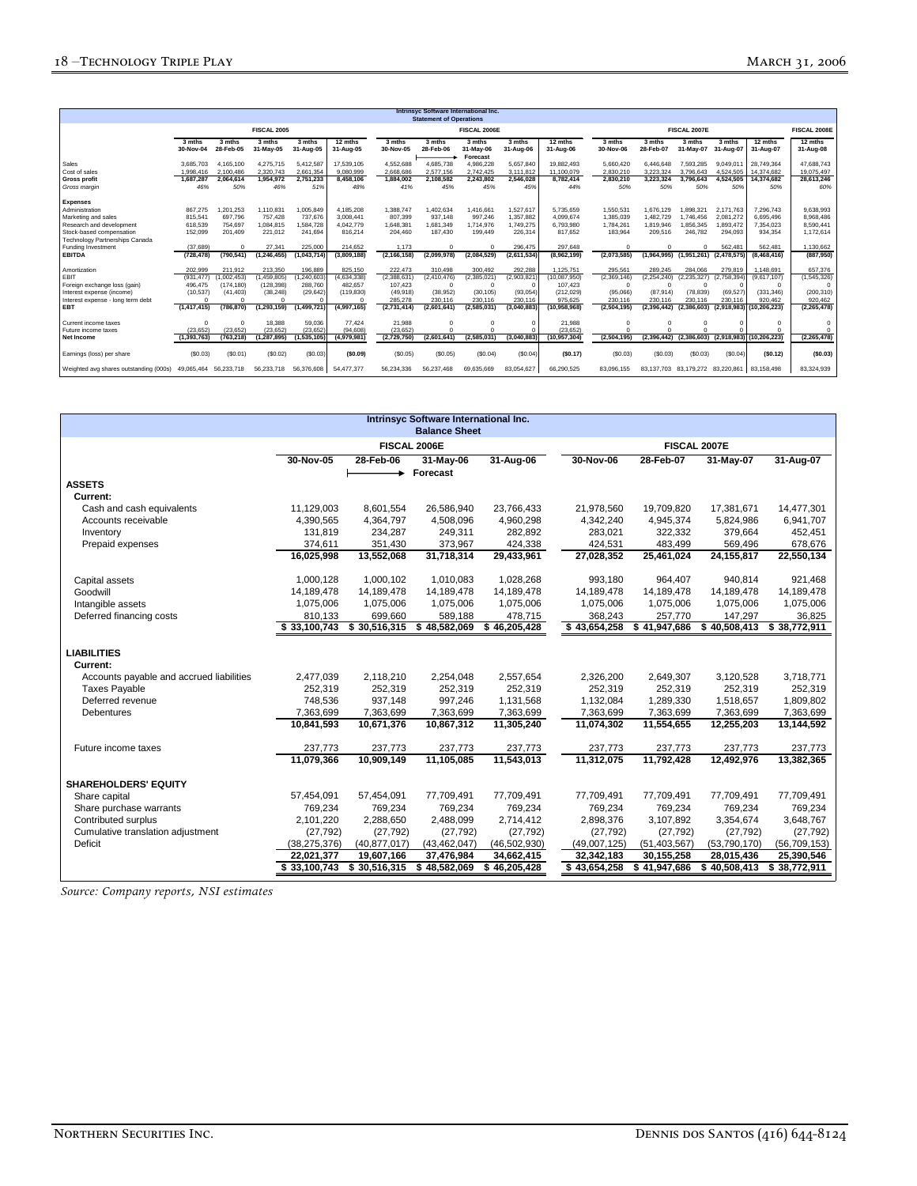**Intrinsyc Software International Inc.**
**Statement of Operations**

| | FISCAL 2005 | | | | | FISCAL 2006E | | | | | FISCAL 2007E | | | | | FISCAL 2008E |
|---|---|---|---|---|---|---|---|---|---|---|---|---|---|---|---|---|
| | 3 mths 30-Nov-04 | 3 mths 28-Feb-05 | 3 mths 31-May-05 | 3 mths 31-Aug-05 | 12 mths 31-Aug-05 | 3 mths 30-Nov-05 | 3 mths 28-Feb-06 | 3 mths 31-May-06 Forecast | 3 mths 31-Aug-06 | 12 mths 31-Aug-06 | 3 mths 30-Nov-06 | 3 mths 28-Feb-07 | 3 mths 31-May-07 | 3 mths 31-Aug-07 | 12 mths 31-Aug-07 | 12 mths 31-Aug-08 |
| Sales | 3,685,703 | 4,165,100 | 4,275,715 | 5,412,587 | 17,539,105 | 4,552,688 | 4,685,738 | 4,986,228 | 5,657,840 | 19,882,493 | 5,660,420 | 6,446,648 | 7,593,285 | 9,049,011 | 28,749,364 | 47,688,743 |
| Cost of sales | 1,998,416 | 2,100,486 | 2,320,743 | 2,661,354 | 9,080,999 | 2,668,686 | 2,577,156 | 2,742,425 | 3,111,812 | 11,100,079 | 2,830,210 | 3,223,324 | 3,796,643 | 4,524,505 | 14,374,682 | 19,075,497 |
| **Gross profit** | **1,687,287** | **2,064,614** | **1,954,972** | **2,751,233** | **8,458,106** | **1,884,002** | **2,108,582** | **2,243,802** | **2,546,028** | **8,782,414** | **2,830,210** | **3,223,324** | **3,796,643** | **4,524,505** | **14,374,682** | **28,613,246** |
| *Gross margin* | *46%* | *50%* | *46%* | *51%* | *48%* | *41%* | *45%* | *45%* | *45%* | *44%* | *50%* | *50%* | *50%* | *50%* | *50%* | *60%* |
| **Expenses** | | | | | | | | | | | | | | | | |
| Administration | 867,275 | 1,201,253 | 1,110,831 | 1,005,849 | 4,185,208 | 1,388,747 | 1,402,634 | 1,416,661 | 1,527,617 | 5,735,659 | 1,550,531 | 1,676,129 | 1,898,321 | 2,171,763 | 7,296,743 | 9,638,993 |
| Marketing and sales | 815,541 | 697,796 | 757,428 | 737,676 | 3,008,441 | 807,399 | 937,148 | 997,246 | 1,357,882 | 4,099,674 | 1,385,039 | 1,482,729 | 1,746,456 | 2,081,272 | 6,695,496 | 8,968,486 |
| Research and development | 618,539 | 754,697 | 1,084,815 | 1,584,728 | 4,042,779 | 1,648,381 | 1,681,349 | 1,714,976 | 1,749,275 | 6,793,980 | 1,784,261 | 1,819,946 | 1,856,345 | 1,893,472 | 7,354,023 | 8,590,441 |
| Stock-based compensation | 152,099 | 201,409 | 221,012 | 241,694 | 816,214 | 204,460 | 187,430 | 199,449 | 226,314 | 817,652 | 183,964 | 209,516 | 246,782 | 294,093 | 934,354 | 1,172,614 |
| Technology Partnerships Canada Funding Investment | (37,689) | 0 | 27,341 | 225,000 | 214,652 | 1,173 | 0 | 0 | 296,475 | 297,648 | 0 | 0 | 0 | 562,481 | 562,481 | 1,130,662 |
| **EBITDA** | **(728,478)** | **(790,541)** | **(1,246,455)** | **(1,043,714)** | **(3,809,188)** | **(2,166,158)** | **(2,099,978)** | **(2,084,529)** | **(2,611,534)** | **(8,962,199)** | **(2,073,585)** | **(1,964,995)** | **(1,951,261)** | **(2,478,575)** | **(8,468,416)** | **(887,950)** |
| Amortization | 202,999 | 211,912 | 213,350 | 196,889 | 825,150 | 222,473 | 310,498 | 300,492 | 292,288 | 1,125,751 | 295,561 | 289,245 | 284,066 | 279,819 | 1,148,691 | 657,376 |
| EBIT | (931,477) | (1,002,453) | (1,459,805) | (1,240,603) | (4,634,338) | (2,388,631) | (2,410,476) | (2,385,021) | (2,903,821) | (10,087,950) | (2,369,146) | (2,254,240) | (2,235,327) | (2,758,394) | (9,617,107) | (1,545,326) |
| Foreign exchange loss (gain) | 496,475 | (174,180) | (128,398) | 288,760 | 482,657 | 107,423 | 0 | 0 | 0 | 107,423 | 0 | 0 | 0 | 0 | 0 | 0 |
| Interest expense (income) | (10,537) | (41,403) | (38,248) | (29,642) | (119,830) | (49,918) | (38,952) | (30,105) | (93,054) | (212,029) | (95,066) | (87,914) | (78,839) | (69,527) | (331,346) | (200,310) |
| Interest expense - long term debt | 0 | 0 | 0 | 0 | 0 | 285,278 | 230,116 | 230,116 | 230,116 | 975,625 | 230,116 | 230,116 | 230,116 | 230,116 | 920,462 | 920,462 |
| **EBT** | **(1,417,415)** | **(786,870)** | **(1,293,159)** | **(1,499,721)** | **(4,997,165)** | **(2,731,414)** | **(2,601,641)** | **(2,585,031)** | **(3,040,883)** | **(10,958,968)** | **(2,504,195)** | **(2,396,442)** | **(2,386,603)** | **(2,918,983)** | **(10,206,223)** | **(2,265,478)** |
| Current income taxes | 0 | 0 | 18,388 | 59,036 | 77,424 | 21,988 | 0 | 0 | 0 | 21,988 | 0 | 0 | 0 | 0 | 0 | 0 |
| Future income taxes | (23,652) | (23,652) | (23,652) | (94,608) | (94,608) | (23,652) | 0 | 0 | 0 | (23,652) | 0 | 0 | 0 | 0 | 0 | 0 |
| **Net Income** | **(1,393,763)** | **(763,218)** | **(1,287,895)** | **(1,535,105)** | **(4,979,981)** | **(2,729,750)** | **(2,601,641)** | **(2,585,031)** | **(3,040,883)** | **(10,957,304)** | **(2,504,195)** | **(2,396,442)** | **(2,386,603)** | **(2,918,983)** | **(10,206,223)** | **(2,265,478)** |
| Earnings (loss) per share | ($0.03) | ($0.01) | ($0.02) | ($0.03) | **($0.09)** | ($0.05) | ($0.05) | ($0.04) | ($0.04) | **($0.17)** | ($0.03) | ($0.03) | ($0.03) | ($0.04) | **($0.12)** | **($0.03)** |
| Weighted avg shares outstanding (000s) | 49,065,464 | 56,233,718 | 56,233,718 | 56,376,608 | 54,477,377 | 56,234,336 | 56,237,468 | 69,635,669 | 83,054,627 | 66,290,525 | 83,096,155 | 83,137,703 | 83,179,272 | 83,220,861 | 83,158,498 | 83,324,939 |

**Intrinsyc Software International Inc.**
**Balance Sheet**

| | FISCAL 2006E | | | | FISCAL 2007E | | | |
|---|---|---|---|---|---|---|---|---|
| | 30-Nov-05 | 28-Feb-06 | 31-May-06 Forecast | 31-Aug-06 | 30-Nov-06 | 28-Feb-07 | 31-May-07 | 31-Aug-07 |
| **ASSETS** | | | | | | | | |
| **Current:** | | | | | | | | |
| Cash and cash equivalents | 11,129,003 | 8,601,554 | 26,586,940 | 23,766,433 | 21,978,560 | 19,709,820 | 17,381,671 | 14,477,301 |
| Accounts receivable | 4,390,565 | 4,364,797 | 4,508,096 | 4,960,298 | 4,342,240 | 4,945,374 | 5,824,986 | 6,941,707 |
| Inventory | 131,819 | 234,287 | 249,311 | 282,892 | 283,021 | 322,332 | 379,664 | 452,451 |
| Prepaid expenses | 374,611 | 351,430 | 373,967 | 424,338 | 424,531 | 483,499 | 569,496 | 678,676 |
| | 16,025,998 | 13,552,068 | 31,718,314 | 29,433,961 | 27,028,352 | 25,461,024 | 24,155,817 | 22,550,134 |
| Capital assets | 1,000,128 | 1,000,102 | 1,010,083 | 1,028,268 | 993,180 | 964,407 | 940,814 | 921,468 |
| Goodwill | 14,189,478 | 14,189,478 | 14,189,478 | 14,189,478 | 14,189,478 | 14,189,478 | 14,189,478 | 14,189,478 |
| Intangible assets | 1,075,006 | 1,075,006 | 1,075,006 | 1,075,006 | 1,075,006 | 1,075,006 | 1,075,006 | 1,075,006 |
| Deferred financing costs | 810,133 | 699,660 | 589,188 | 478,715 | 368,243 | 257,770 | 147,297 | 36,825 |
| | $ 33,100,743 | $ 30,516,315 | $ 48,582,069 | $ 46,205,428 | $ 43,654,258 | $ 41,947,686 | $ 40,508,413 | $ 38,772,911 |
| **LIABILITIES** | | | | | | | | |
| **Current:** | | | | | | | | |
| Accounts payable and accrued liabilities | 2,477,039 | 2,118,210 | 2,254,048 | 2,557,654 | 2,326,200 | 2,649,307 | 3,120,528 | 3,718,771 |
| Taxes Payable | 252,319 | 252,319 | 252,319 | 252,319 | 252,319 | 252,319 | 252,319 | 252,319 |
| Deferred revenue | 748,536 | 937,148 | 997,246 | 1,131,568 | 1,132,084 | 1,289,330 | 1,518,657 | 1,809,802 |
| Debentures | 7,363,699 | 7,363,699 | 7,363,699 | 7,363,699 | 7,363,699 | 7,363,699 | 7,363,699 | 7,363,699 |
| | 10,841,593 | 10,671,376 | 10,867,312 | 11,305,240 | 11,074,302 | 11,554,655 | 12,255,203 | 13,144,592 |
| Future income taxes | 237,773 | 237,773 | 237,773 | 237,773 | 237,773 | 237,773 | 237,773 | 237,773 |
| | 11,079,366 | 10,909,149 | 11,105,085 | 11,543,013 | 11,312,075 | 11,792,428 | 12,492,976 | 13,382,365 |
| **SHAREHOLDERS' EQUITY** | | | | | | | | |
| Share capital | 57,454,091 | 57,454,091 | 77,709,491 | 77,709,491 | 77,709,491 | 77,709,491 | 77,709,491 | 77,709,491 |
| Share purchase warrants | 769,234 | 769,234 | 769,234 | 769,234 | 769,234 | 769,234 | 769,234 | 769,234 |
| Contributed surplus | 2,101,220 | 2,288,650 | 2,488,099 | 2,714,412 | 2,898,376 | 3,107,892 | 3,354,674 | 3,648,767 |
| Cumulative translation adjustment | (27,792) | (27,792) | (27,792) | (27,792) | (27,792) | (27,792) | (27,792) | (27,792) |
| Deficit | (38,275,376) | (40,877,017) | (43,462,047) | (46,502,930) | (49,007,125) | (51,403,567) | (53,790,170) | (56,709,153) |
| | 22,021,377 | 19,607,166 | 37,476,984 | 34,662,415 | 32,342,183 | 30,155,258 | 28,015,436 | 25,390,546 |
| | $ 33,100,743 | $ 30,516,315 | $ 48,582,069 | $ 46,205,428 | $ 43,654,258 | $ 41,947,686 | $ 40,508,413 | $ 38,772,911 |

*Source: Company reports, NSI estimates*